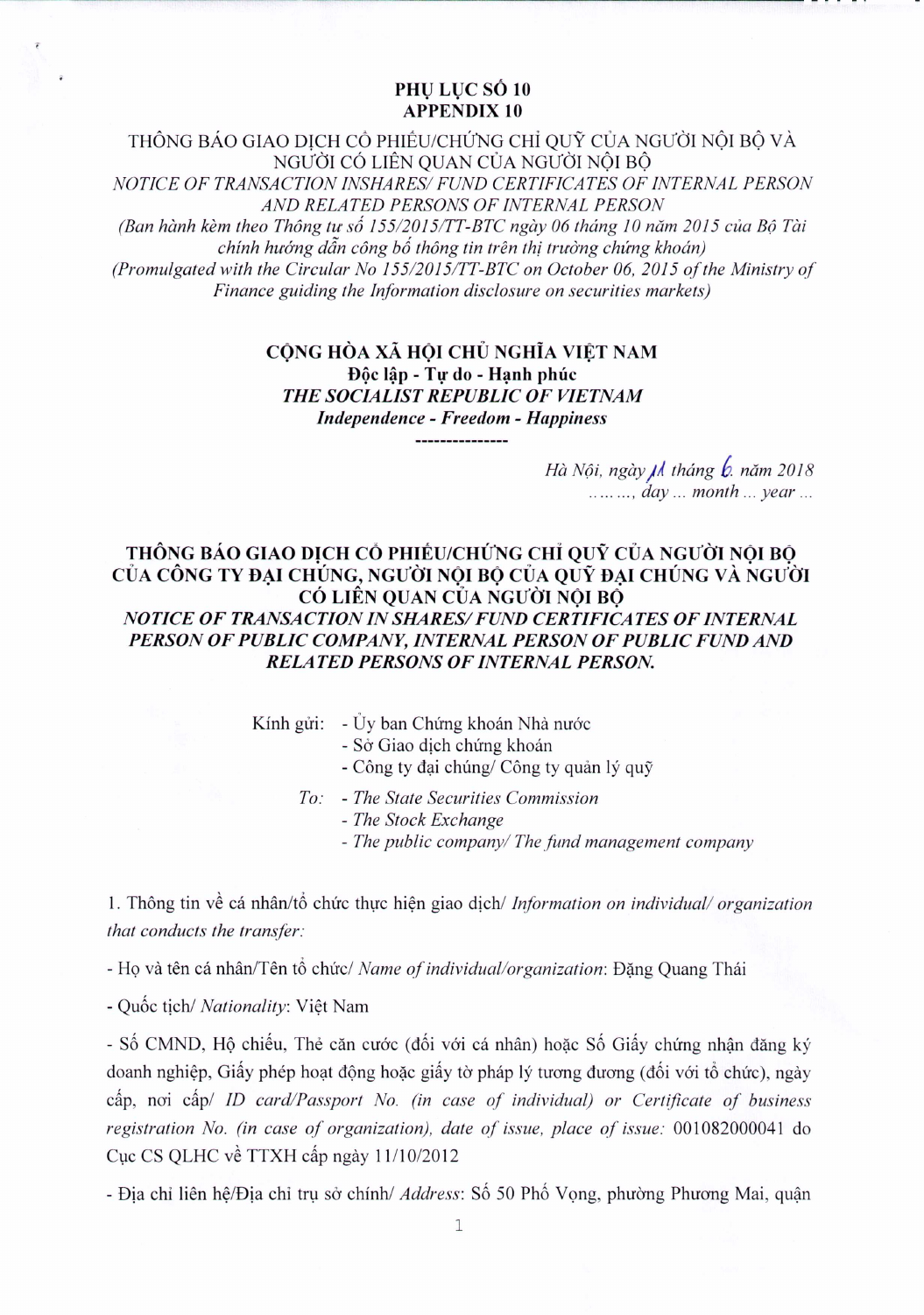**PHỤ LỤC SỐ 10**
**APPENDIX 10**

THÔNG BÁO GIAO DỊCH CỔ PHIẾU/CHỨNG CHỈ QUỸ CỦA NGƯỜI NỘI BỘ VÀ NGƯỜI CÓ LIÊN QUAN CỦA NGƯỜI NỘI BỘ

*NOTICE OF TRANSACTION INSHARES/ FUND CERTIFICATES OF INTERNAL PERSON AND RELATED PERSONS OF INTERNAL PERSON*

*(Ban hành kèm theo Thông tư số 155/2015/TT-BTC ngày 06 tháng 10 năm 2015 của Bộ Tài chính hướng dẫn công bố thông tin trên thị trường chứng khoán)*

*(Promulgated with the Circular No 155/2015/TT-BTC on October 06, 2015 of the Ministry of Finance guiding the Information disclosure on securities markets)*

**CỘNG HÒA XÃ HỘI CHỦ NGHĨA VIỆT NAM**
**Độc lập - Tự do - Hạnh phúc**
***THE SOCIALIST REPUBLIC OF VIETNAM***
***Independence - Freedom - Happiness***

---------------

*Hà Nội, ngày 11 tháng 6 năm 2018*
*........, day ... month ... year ...*

**THÔNG BÁO GIAO DỊCH CỔ PHIẾU/CHỨNG CHỈ QUỸ CỦA NGƯỜI NỘI BỘ CỦA CÔNG TY ĐẠI CHÚNG, NGƯỜI NỘI BỘ CỦA QUỸ ĐẠI CHÚNG VÀ NGƯỜI CÓ LIÊN QUAN CỦA NGƯỜI NỘI BỘ**

***NOTICE OF TRANSACTION IN SHARES/ FUND CERTIFICATES OF INTERNAL PERSON OF PUBLIC COMPANY, INTERNAL PERSON OF PUBLIC FUND AND RELATED PERSONS OF INTERNAL PERSON.***

Kính gửi: - Ủy ban Chứng khoán Nhà nước
- Sở Giao dịch chứng khoán
- Công ty đại chúng/ Công ty quản lý quỹ

*To: - The State Securities Commission*
*- The Stock Exchange*
*- The public company/ The fund management company*

1. Thông tin về cá nhân/tổ chức thực hiện giao dịch/ *Information on individual/ organization that conducts the transfer:*

- Họ và tên cá nhân/Tên tổ chức/ *Name of individual/organization*: Đặng Quang Thái

- Quốc tịch/ *Nationality*: Việt Nam

- Số CMND, Hộ chiếu, Thẻ căn cước (đối với cá nhân) hoặc Số Giấy chứng nhận đăng ký doanh nghiệp, Giấy phép hoạt động hoặc giấy tờ pháp lý tương đương (đối với tổ chức), ngày cấp, nơi cấp/ *ID card/Passport No. (in case of individual) or Certificate of business registration No. (in case of organization), date of issue, place of issue:* 001082000041 do Cục CS QLHC về TTXH cấp ngày 11/10/2012

- Địa chỉ liên hệ/Địa chỉ trụ sở chính/ *Address*: Số 50 Phố Vọng, phường Phương Mai, quận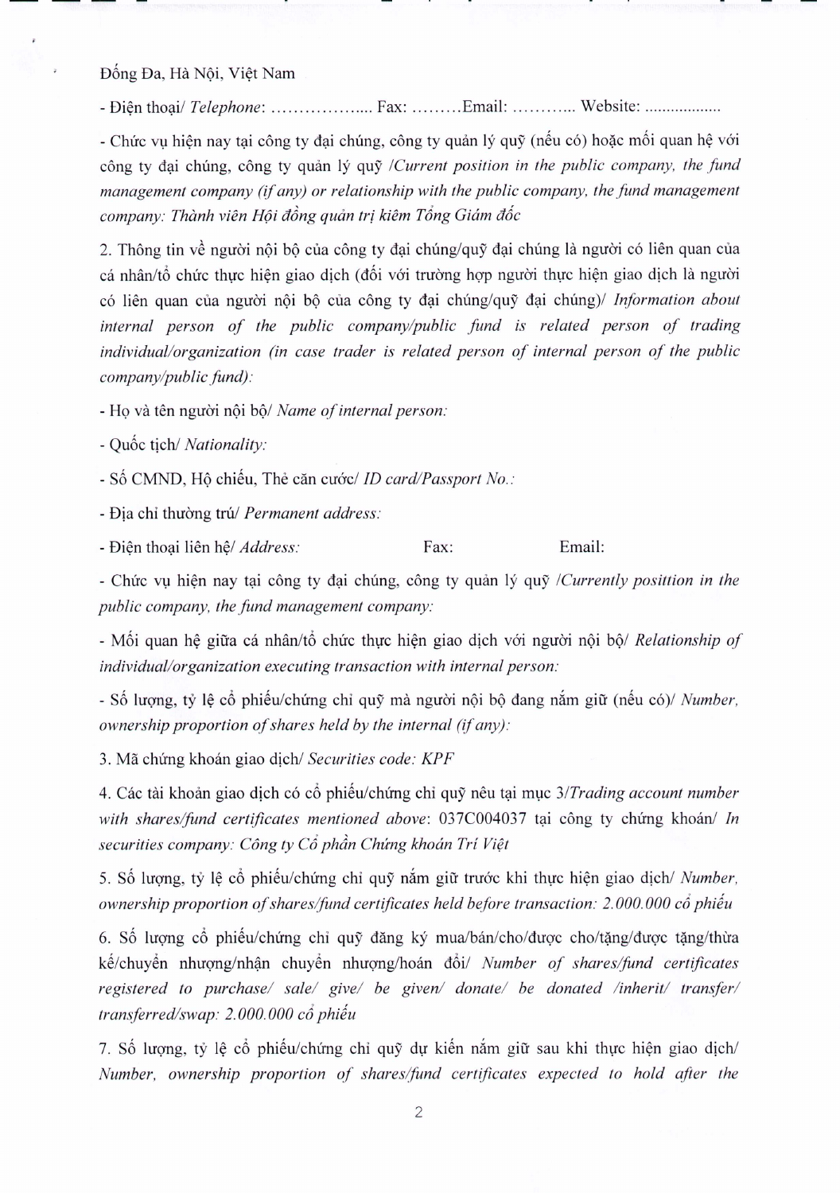Đống Đa, Hà Nội, Việt Nam

- Điện thoại/ *Telephone*: ……………….. Fax: ………Email: ……….. Website: ………………

- Chức vụ hiện nay tại công ty đại chúng, công ty quản lý quỹ (nếu có) hoặc mối quan hệ với công ty đại chúng, công ty quản lý quỹ /*Current position in the public company, the fund management company (if any) or relationship with the public company, the fund management company: Thành viên Hội đồng quản trị kiêm Tổng Giám đốc*

2. Thông tin về người nội bộ của công ty đại chúng/quỹ đại chúng là người có liên quan của cá nhân/tổ chức thực hiện giao dịch (đối với trường hợp người thực hiện giao dịch là người có liên quan của người nội bộ của công ty đại chúng/quỹ đại chúng)/ *Information about internal person of the public company/public fund is related person of trading individual/organization (in case trader is related person of internal person of the public company/public fund):*

- Họ và tên người nội bộ/ *Name of internal person:*

- Quốc tịch/ *Nationality:*

- Số CMND, Hộ chiếu, Thẻ căn cước/ *ID card/Passport No.:*

- Địa chỉ thường trú/ *Permanent address:*

- Điện thoại liên hệ/ *Address:* Fax: Email:

- Chức vụ hiện nay tại công ty đại chúng, công ty quản lý quỹ /*Currently posittion in the public company, the fund management company:*

- Mối quan hệ giữa cá nhân/tổ chức thực hiện giao dịch với người nội bộ/ *Relationship of individual/organization executing transaction with internal person:*

- Số lượng, tỷ lệ cổ phiếu/chứng chỉ quỹ mà người nội bộ đang nắm giữ (nếu có)/ *Number, ownership proportion of shares held by the internal (if any):*

3. Mã chứng khoán giao dịch/ *Securities code: KPF*

4. Các tài khoản giao dịch có cổ phiếu/chứng chỉ quỹ nêu tại mục 3/*Trading account number with shares/fund certificates mentioned above*: 037C004037 tại công ty chứng khoán/ *In securities company: Công ty Cổ phần Chứng khoán Trí Việt*

5. Số lượng, tỷ lệ cổ phiếu/chứng chỉ quỹ nắm giữ trước khi thực hiện giao dịch/ *Number, ownership proportion of shares/fund certificates held before transaction: 2.000.000 cổ phiếu*

6. Số lượng cổ phiếu/chứng chỉ quỹ đăng ký mua/bán/cho/được cho/tặng/được tặng/thừa kế/chuyển nhượng/nhận chuyển nhượng/hoán đổi/ *Number of shares/fund certificates registered to purchase/ sale/ give/ be given/ donate/ be donated /inherit/ transfer/ transferred/swap: 2.000.000 cổ phiếu*

7. Số lượng, tỷ lệ cổ phiếu/chứng chỉ quỹ dự kiến nắm giữ sau khi thực hiện giao dịch/ *Number, ownership proportion of shares/fund certificates expected to hold after the*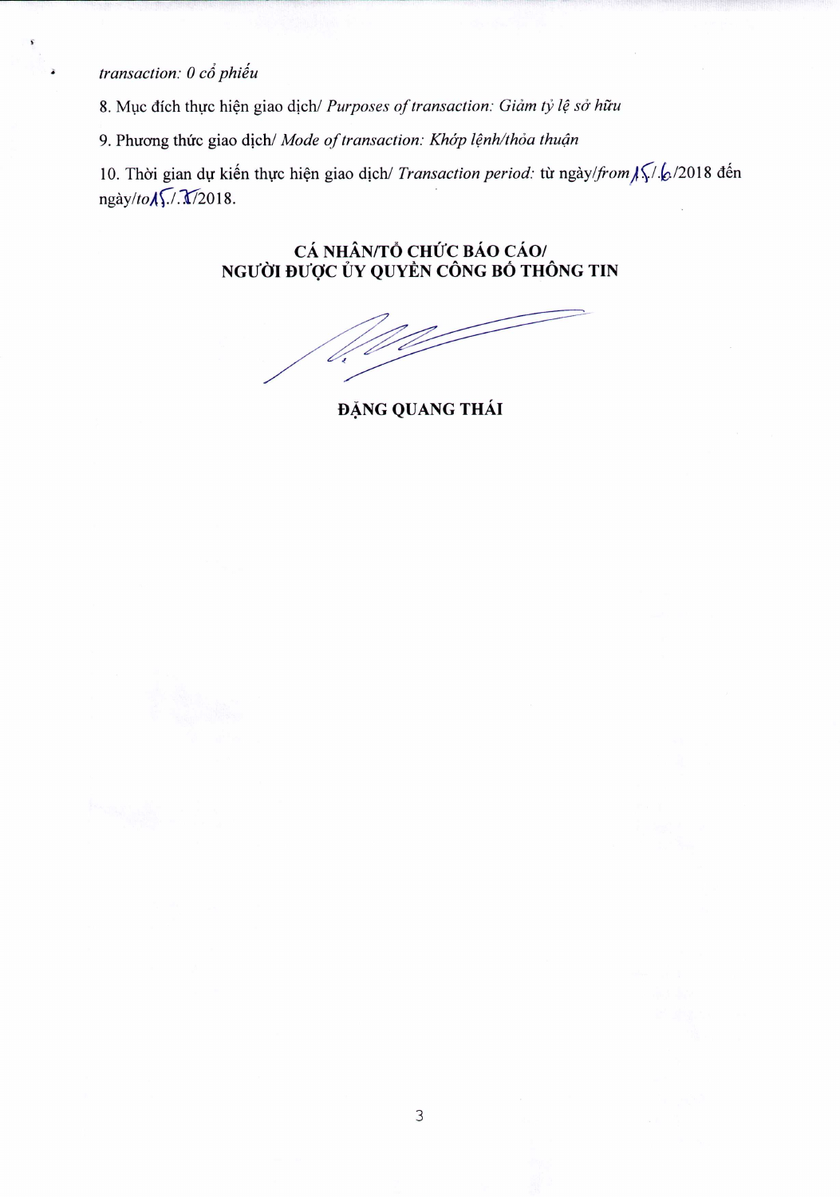*transaction: 0 cổ phiếu*

8. Mục đích thực hiện giao dịch/ *Purposes of transaction: Giảm tỷ lệ sở hữu*

9. Phương thức giao dịch/ *Mode of transaction: Khớp lệnh/thỏa thuận*

10. Thời gian dự kiến thực hiện giao dịch/ *Transaction period:* từ ngày/*from* 15/.6/2018 đến ngày/*to* 15/.7/2018.

**CÁ NHÂN/TỔ CHỨC BÁO CÁO/**
**NGƯỜI ĐƯỢC ỦY QUYỀN CÔNG BỐ THÔNG TIN**

**ĐẶNG QUANG THÁI**